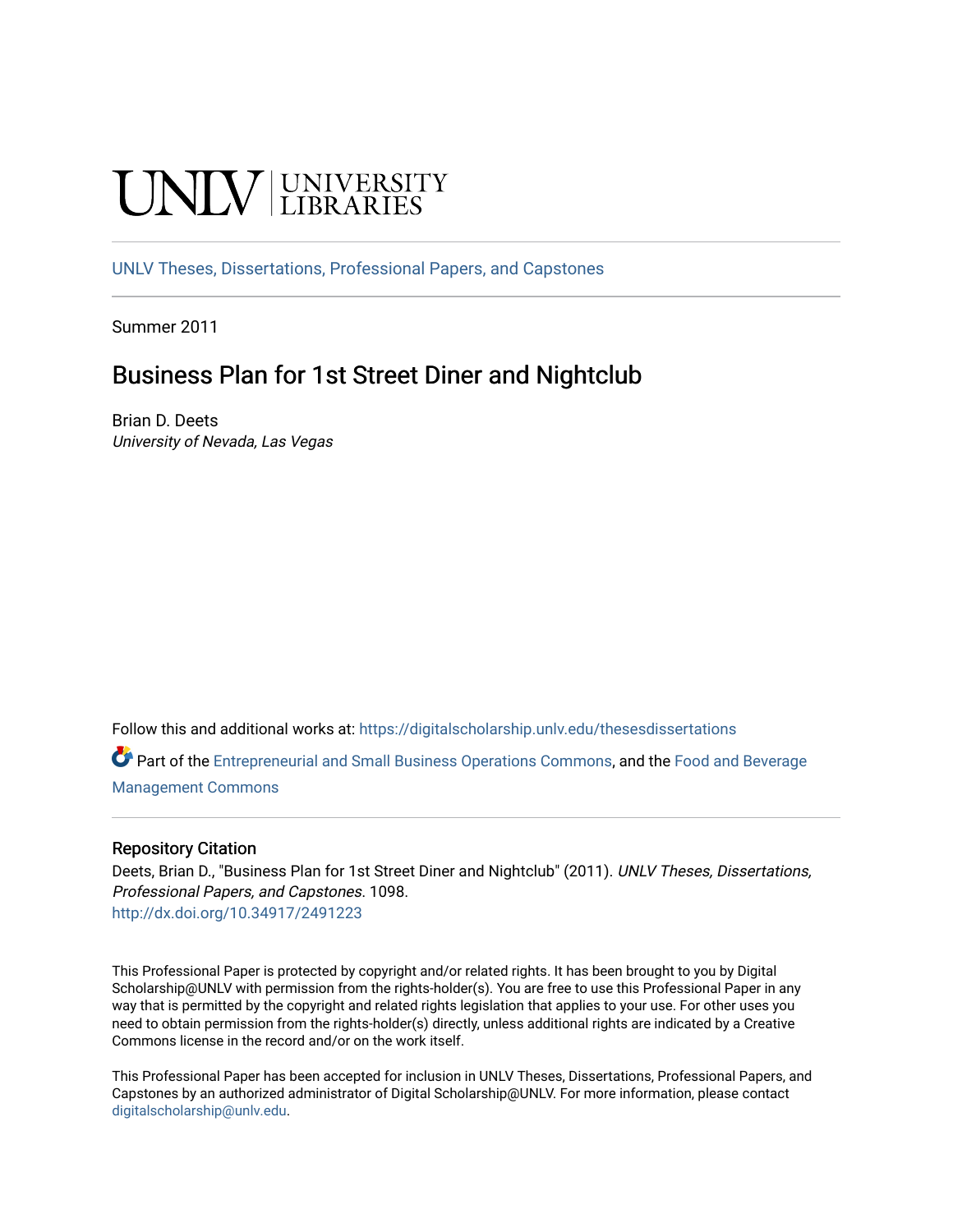UNLV | UNIVERSITY LIBRARIES

UNLV Theses, Dissertations, Professional Papers, and Capstones

Summer 2011

# Business Plan for 1st Street Diner and Nightclub

Brian D. Deets
*University of Nevada, Las Vegas*

Follow this and additional works at: https://digitalscholarship.unlv.edu/thesesdissertations

Part of the Entrepreneurial and Small Business Operations Commons, and the Food and Beverage Management Commons

## Repository Citation

Deets, Brian D., "Business Plan for 1st Street Diner and Nightclub" (2011). *UNLV Theses, Dissertations, Professional Papers, and Capstones*. 1098.
http://dx.doi.org/10.34917/2491223

This Professional Paper is protected by copyright and/or related rights. It has been brought to you by Digital Scholarship@UNLV with permission from the rights-holder(s). You are free to use this Professional Paper in any way that is permitted by the copyright and related rights legislation that applies to your use. For other uses you need to obtain permission from the rights-holder(s) directly, unless additional rights are indicated by a Creative Commons license in the record and/or on the work itself.

This Professional Paper has been accepted for inclusion in UNLV Theses, Dissertations, Professional Papers, and Capstones by an authorized administrator of Digital Scholarship@UNLV. For more information, please contact digitalscholarship@unlv.edu.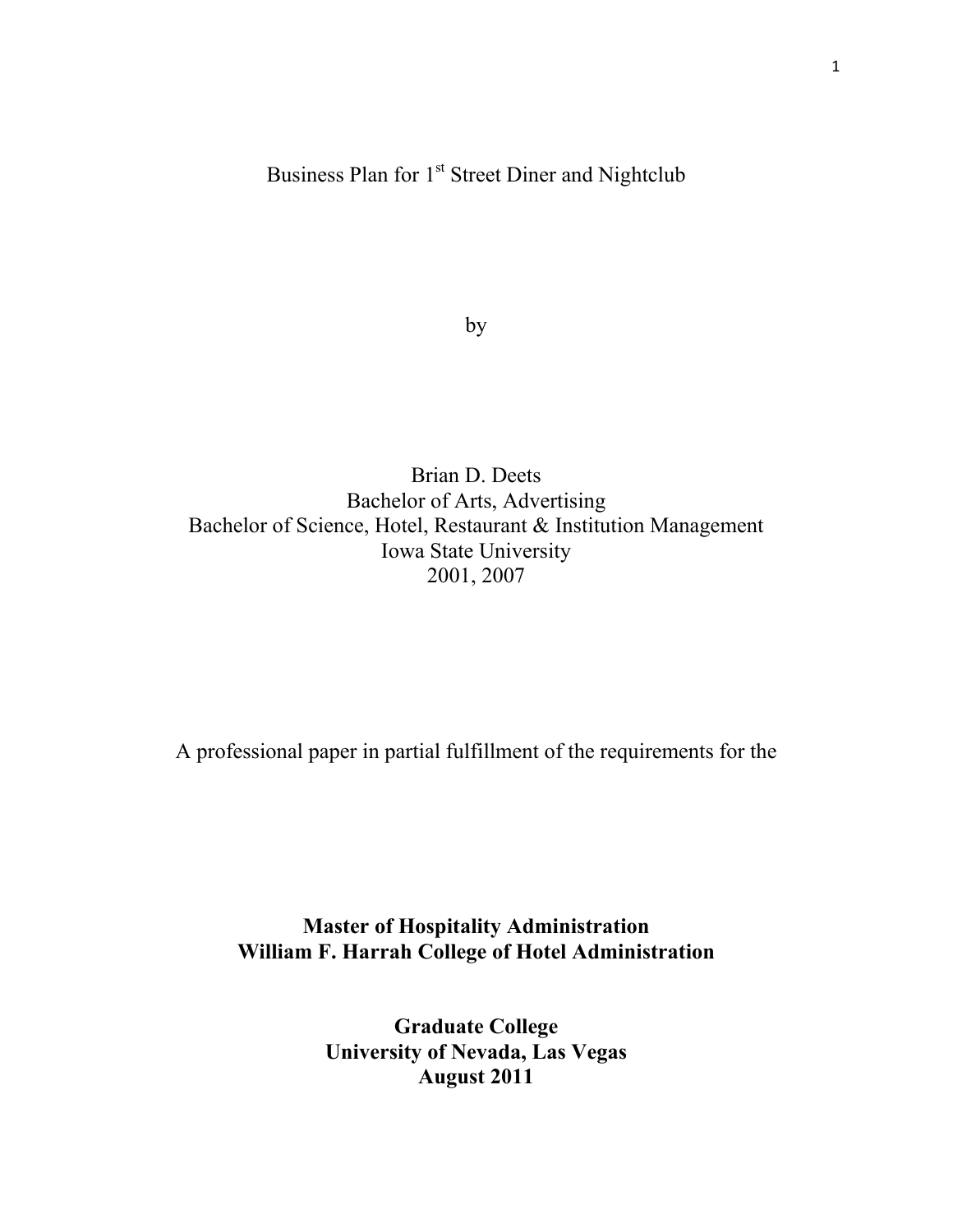Business Plan for 1st Street Diner and Nightclub

by

Brian D. Deets
Bachelor of Arts, Advertising
Bachelor of Science, Hotel, Restaurant & Institution Management
Iowa State University
2001, 2007

A professional paper in partial fulfillment of the requirements for the

**Master of Hospitality Administration**
**William F. Harrah College of Hotel Administration**

**Graduate College**
**University of Nevada, Las Vegas**
**August 2011**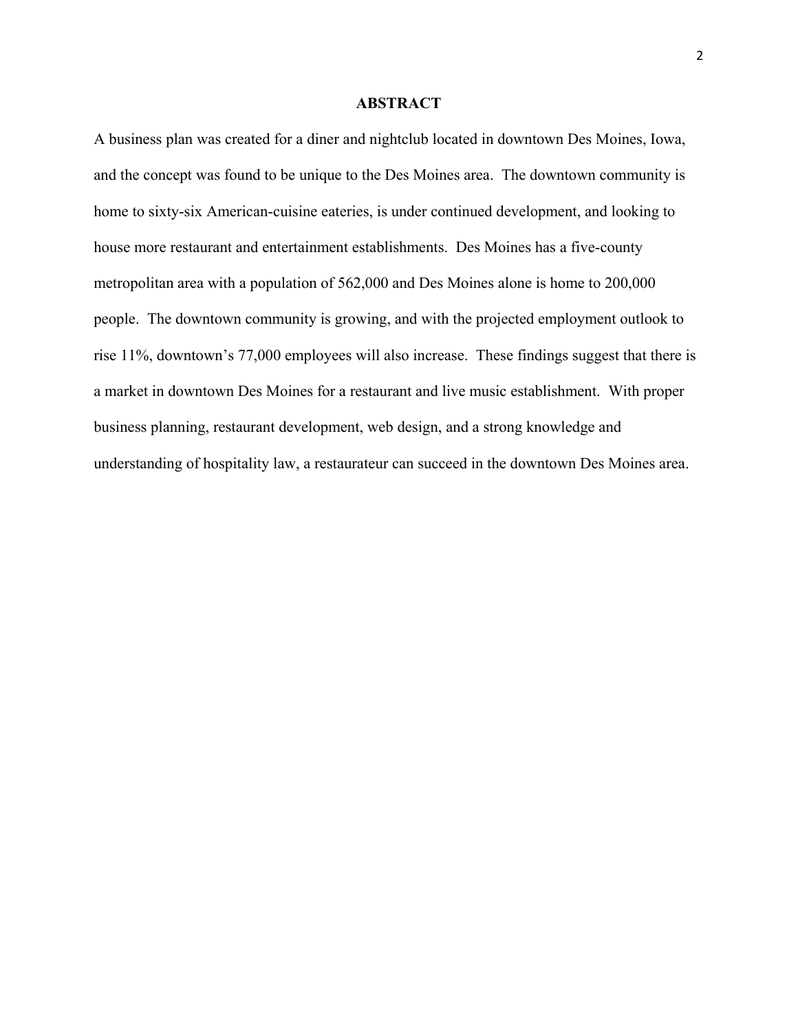## ABSTRACT

A business plan was created for a diner and nightclub located in downtown Des Moines, Iowa, and the concept was found to be unique to the Des Moines area. The downtown community is home to sixty-six American-cuisine eateries, is under continued development, and looking to house more restaurant and entertainment establishments. Des Moines has a five-county metropolitan area with a population of 562,000 and Des Moines alone is home to 200,000 people. The downtown community is growing, and with the projected employment outlook to rise 11%, downtown's 77,000 employees will also increase. These findings suggest that there is a market in downtown Des Moines for a restaurant and live music establishment. With proper business planning, restaurant development, web design, and a strong knowledge and understanding of hospitality law, a restaurateur can succeed in the downtown Des Moines area.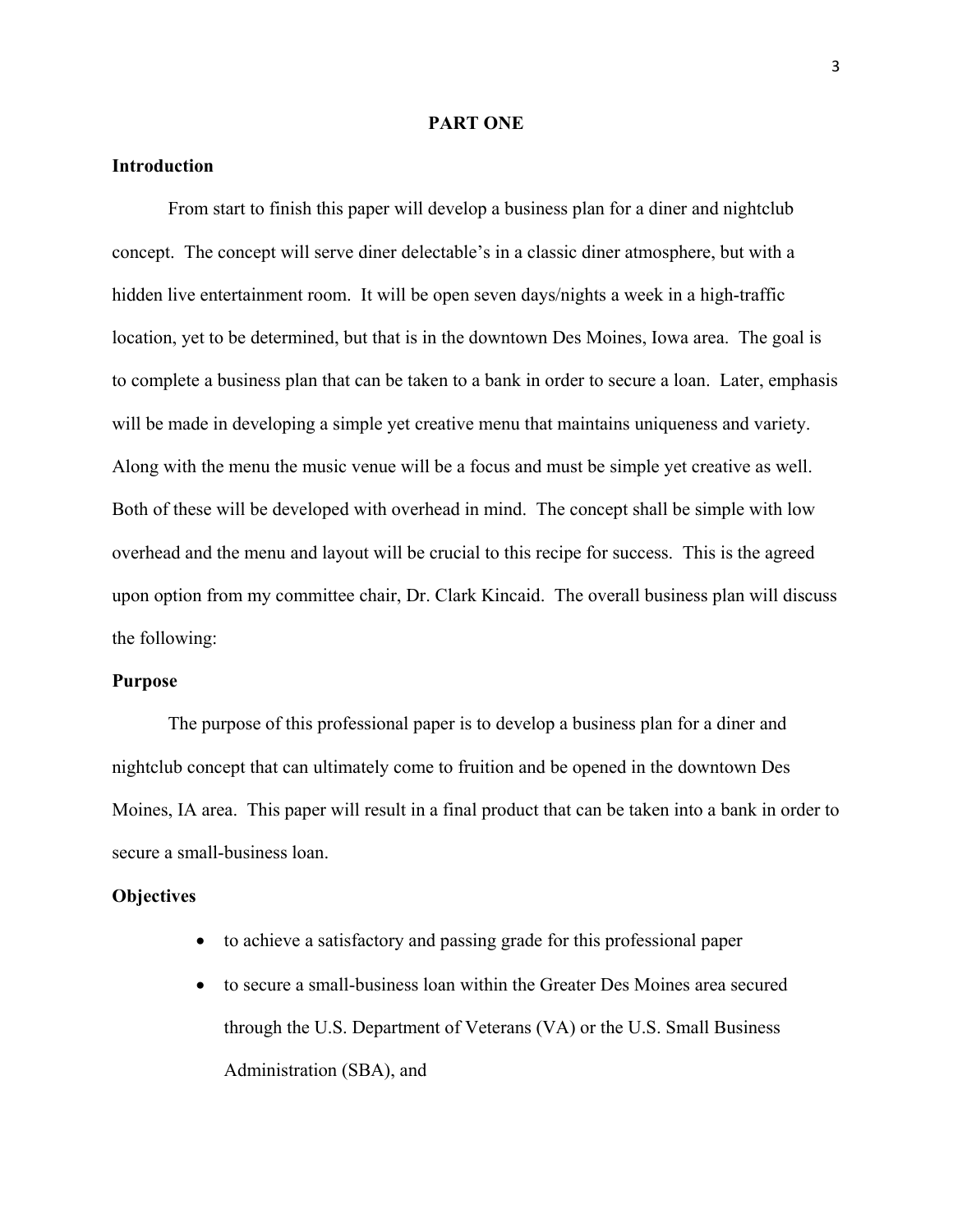## PART ONE

### Introduction

From start to finish this paper will develop a business plan for a diner and nightclub concept. The concept will serve diner delectable's in a classic diner atmosphere, but with a hidden live entertainment room. It will be open seven days/nights a week in a high-traffic location, yet to be determined, but that is in the downtown Des Moines, Iowa area. The goal is to complete a business plan that can be taken to a bank in order to secure a loan. Later, emphasis will be made in developing a simple yet creative menu that maintains uniqueness and variety. Along with the menu the music venue will be a focus and must be simple yet creative as well. Both of these will be developed with overhead in mind. The concept shall be simple with low overhead and the menu and layout will be crucial to this recipe for success. This is the agreed upon option from my committee chair, Dr. Clark Kincaid. The overall business plan will discuss the following:

### Purpose

The purpose of this professional paper is to develop a business plan for a diner and nightclub concept that can ultimately come to fruition and be opened in the downtown Des Moines, IA area. This paper will result in a final product that can be taken into a bank in order to secure a small-business loan.

### Objectives

- to achieve a satisfactory and passing grade for this professional paper
- to secure a small-business loan within the Greater Des Moines area secured through the U.S. Department of Veterans (VA) or the U.S. Small Business Administration (SBA), and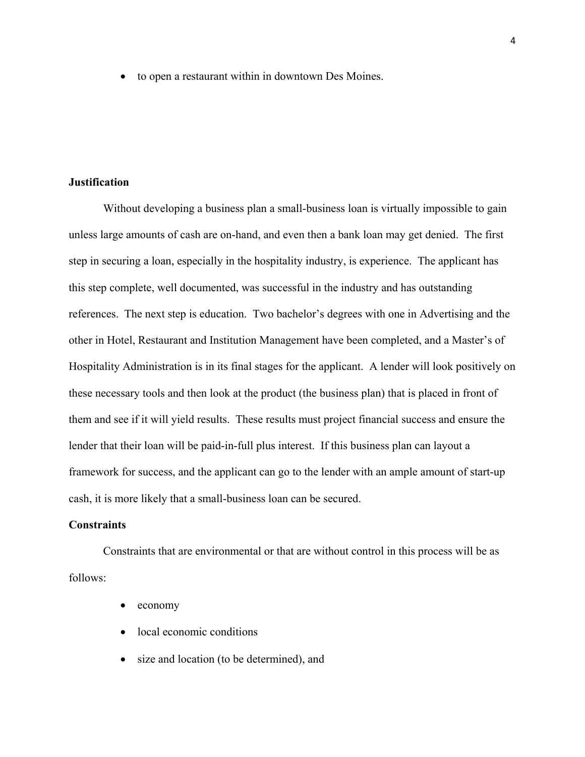- to open a restaurant within in downtown Des Moines.

**Justification**

Without developing a business plan a small-business loan is virtually impossible to gain unless large amounts of cash are on-hand, and even then a bank loan may get denied. The first step in securing a loan, especially in the hospitality industry, is experience. The applicant has this step complete, well documented, was successful in the industry and has outstanding references. The next step is education. Two bachelor's degrees with one in Advertising and the other in Hotel, Restaurant and Institution Management have been completed, and a Master's of Hospitality Administration is in its final stages for the applicant. A lender will look positively on these necessary tools and then look at the product (the business plan) that is placed in front of them and see if it will yield results. These results must project financial success and ensure the lender that their loan will be paid-in-full plus interest. If this business plan can layout a framework for success, and the applicant can go to the lender with an ample amount of start-up cash, it is more likely that a small-business loan can be secured.

**Constraints**

Constraints that are environmental or that are without control in this process will be as follows:

- economy
- local economic conditions
- size and location (to be determined), and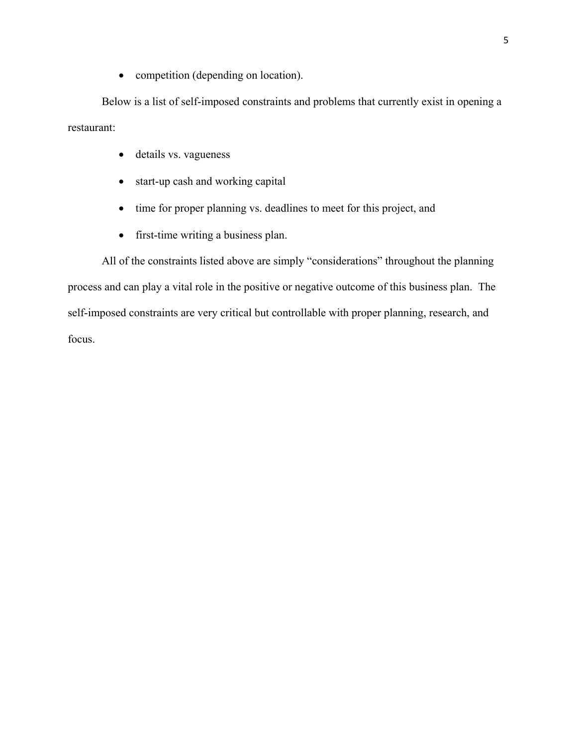- competition (depending on location).

Below is a list of self-imposed constraints and problems that currently exist in opening a restaurant:

- details vs. vagueness
- start-up cash and working capital
- time for proper planning vs. deadlines to meet for this project, and
- first-time writing a business plan.

All of the constraints listed above are simply "considerations" throughout the planning process and can play a vital role in the positive or negative outcome of this business plan. The self-imposed constraints are very critical but controllable with proper planning, research, and focus.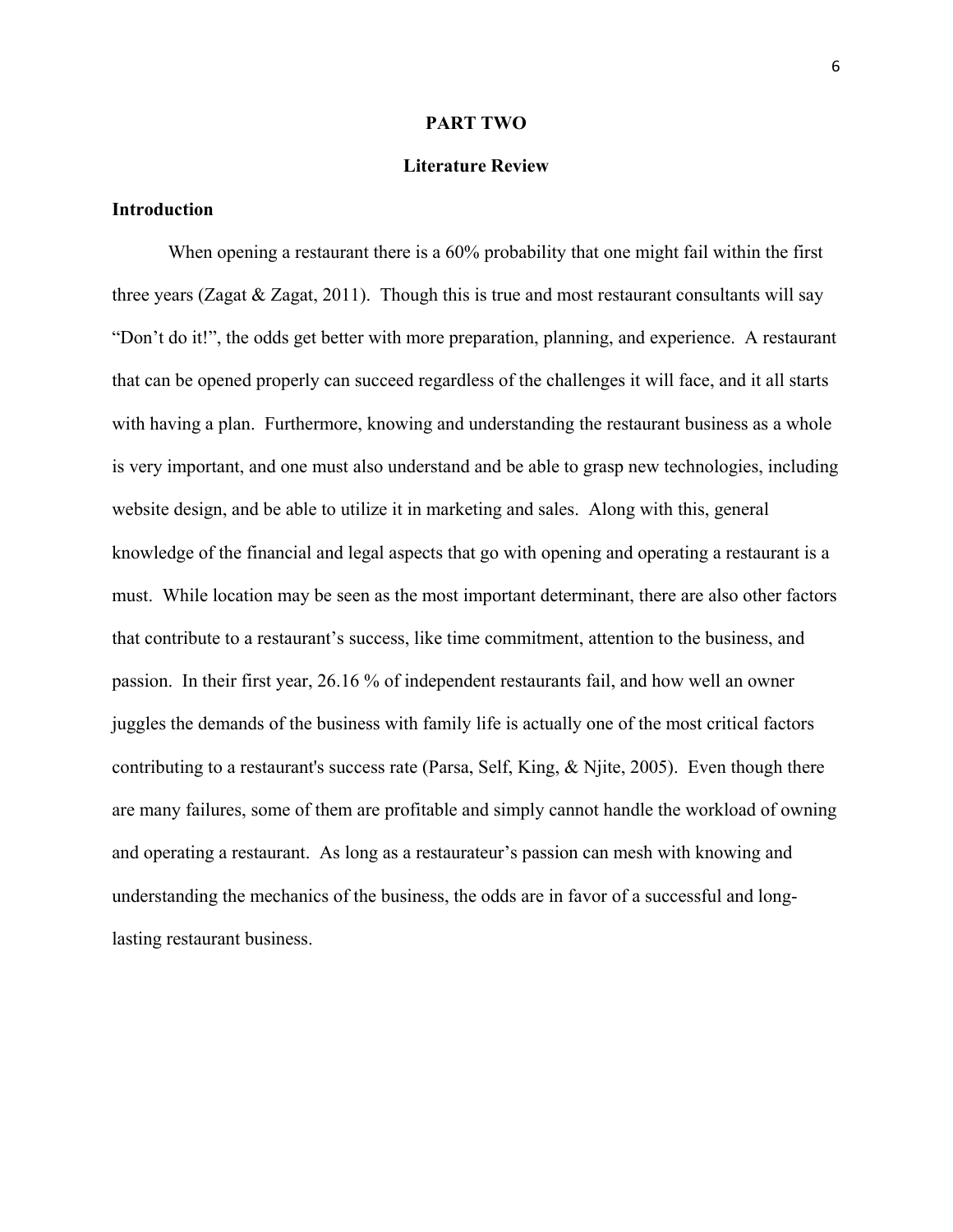# PART TWO

## Literature Review

### Introduction

When opening a restaurant there is a 60% probability that one might fail within the first three years (Zagat & Zagat, 2011). Though this is true and most restaurant consultants will say "Don't do it!", the odds get better with more preparation, planning, and experience. A restaurant that can be opened properly can succeed regardless of the challenges it will face, and it all starts with having a plan. Furthermore, knowing and understanding the restaurant business as a whole is very important, and one must also understand and be able to grasp new technologies, including website design, and be able to utilize it in marketing and sales. Along with this, general knowledge of the financial and legal aspects that go with opening and operating a restaurant is a must. While location may be seen as the most important determinant, there are also other factors that contribute to a restaurant's success, like time commitment, attention to the business, and passion. In their first year, 26.16 % of independent restaurants fail, and how well an owner juggles the demands of the business with family life is actually one of the most critical factors contributing to a restaurant's success rate (Parsa, Self, King, & Njite, 2005). Even though there are many failures, some of them are profitable and simply cannot handle the workload of owning and operating a restaurant. As long as a restaurateur's passion can mesh with knowing and understanding the mechanics of the business, the odds are in favor of a successful and long-lasting restaurant business.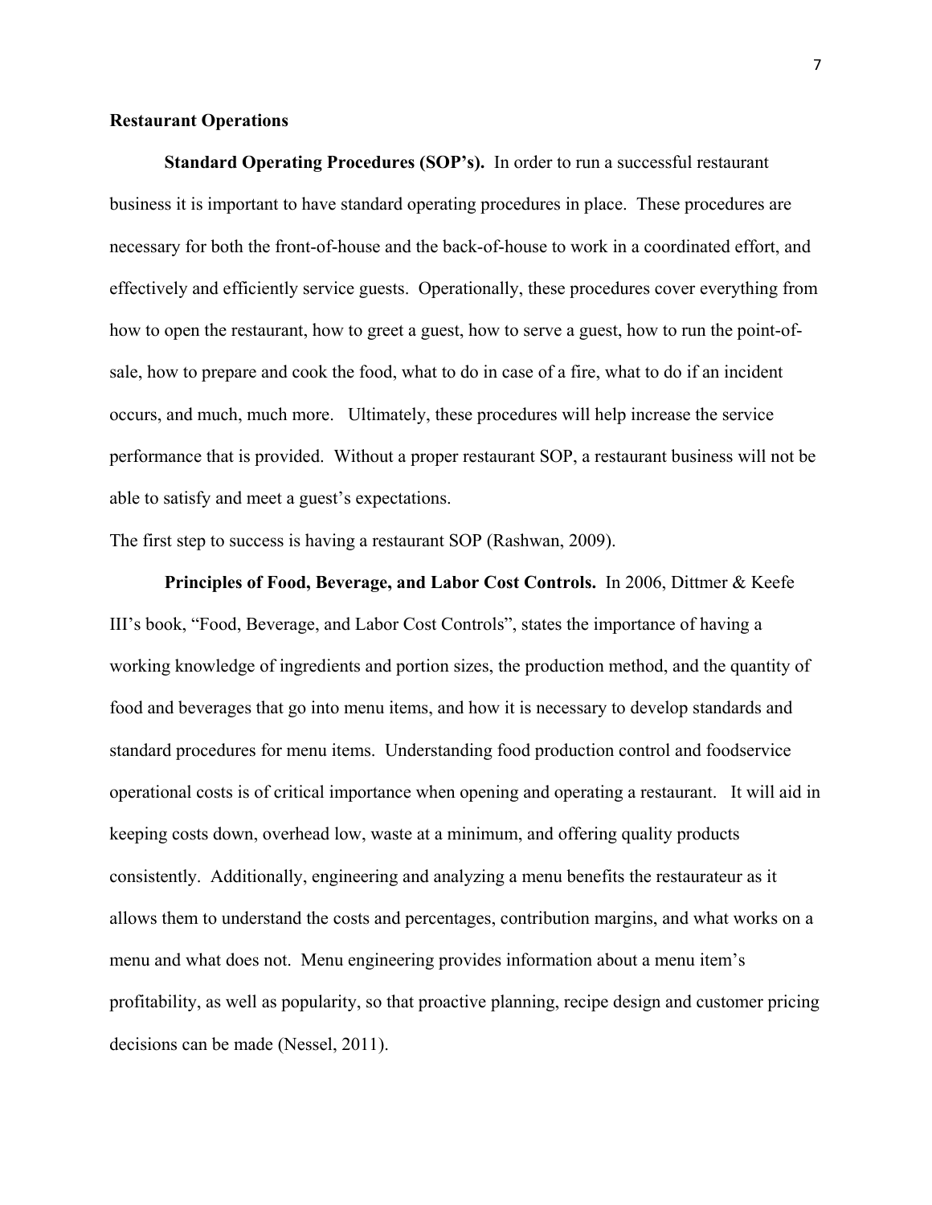## Restaurant Operations

**Standard Operating Procedures (SOP's).** In order to run a successful restaurant business it is important to have standard operating procedures in place. These procedures are necessary for both the front-of-house and the back-of-house to work in a coordinated effort, and effectively and efficiently service guests. Operationally, these procedures cover everything from how to open the restaurant, how to greet a guest, how to serve a guest, how to run the point-of-sale, how to prepare and cook the food, what to do in case of a fire, what to do if an incident occurs, and much, much more. Ultimately, these procedures will help increase the service performance that is provided. Without a proper restaurant SOP, a restaurant business will not be able to satisfy and meet a guest's expectations.

The first step to success is having a restaurant SOP (Rashwan, 2009).

**Principles of Food, Beverage, and Labor Cost Controls.** In 2006, Dittmer & Keefe III's book, "Food, Beverage, and Labor Cost Controls", states the importance of having a working knowledge of ingredients and portion sizes, the production method, and the quantity of food and beverages that go into menu items, and how it is necessary to develop standards and standard procedures for menu items. Understanding food production control and foodservice operational costs is of critical importance when opening and operating a restaurant. It will aid in keeping costs down, overhead low, waste at a minimum, and offering quality products consistently. Additionally, engineering and analyzing a menu benefits the restaurateur as it allows them to understand the costs and percentages, contribution margins, and what works on a menu and what does not. Menu engineering provides information about a menu item's profitability, as well as popularity, so that proactive planning, recipe design and customer pricing decisions can be made (Nessel, 2011).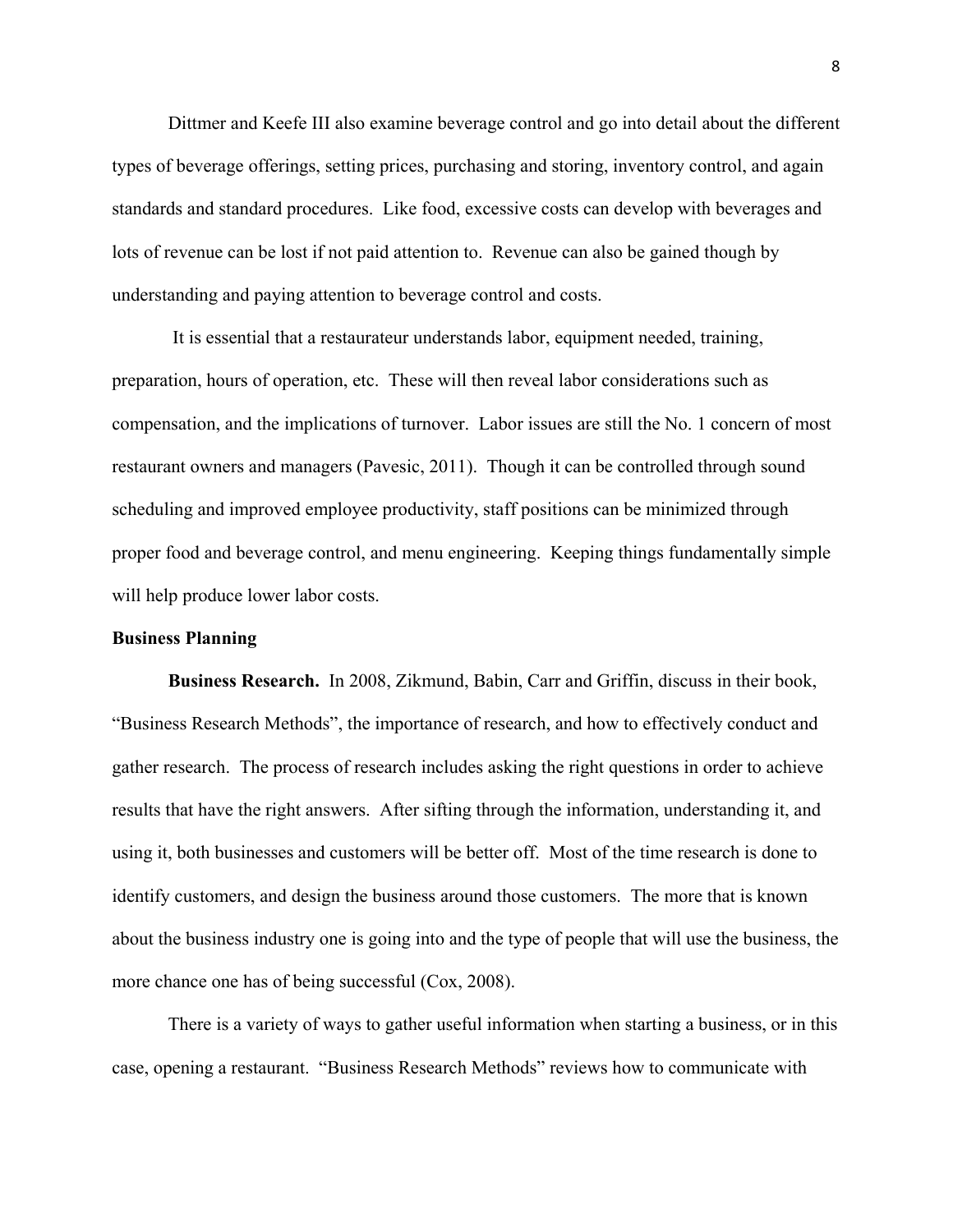Dittmer and Keefe III also examine beverage control and go into detail about the different types of beverage offerings, setting prices, purchasing and storing, inventory control, and again standards and standard procedures. Like food, excessive costs can develop with beverages and lots of revenue can be lost if not paid attention to. Revenue can also be gained though by understanding and paying attention to beverage control and costs.

It is essential that a restaurateur understands labor, equipment needed, training, preparation, hours of operation, etc. These will then reveal labor considerations such as compensation, and the implications of turnover. Labor issues are still the No. 1 concern of most restaurant owners and managers (Pavesic, 2011). Though it can be controlled through sound scheduling and improved employee productivity, staff positions can be minimized through proper food and beverage control, and menu engineering. Keeping things fundamentally simple will help produce lower labor costs.

## Business Planning

**Business Research.** In 2008, Zikmund, Babin, Carr and Griffin, discuss in their book, "Business Research Methods", the importance of research, and how to effectively conduct and gather research. The process of research includes asking the right questions in order to achieve results that have the right answers. After sifting through the information, understanding it, and using it, both businesses and customers will be better off. Most of the time research is done to identify customers, and design the business around those customers. The more that is known about the business industry one is going into and the type of people that will use the business, the more chance one has of being successful (Cox, 2008).

There is a variety of ways to gather useful information when starting a business, or in this case, opening a restaurant. "Business Research Methods" reviews how to communicate with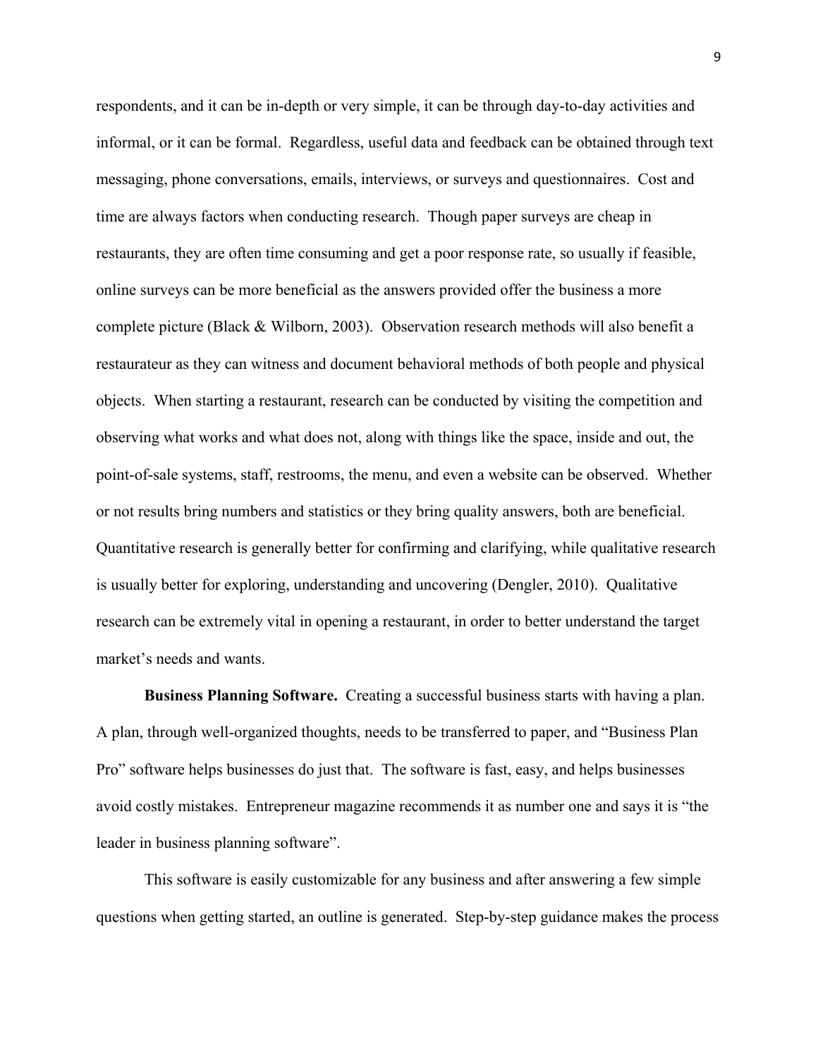respondents, and it can be in-depth or very simple, it can be through day-to-day activities and informal, or it can be formal. Regardless, useful data and feedback can be obtained through text messaging, phone conversations, emails, interviews, or surveys and questionnaires. Cost and time are always factors when conducting research. Though paper surveys are cheap in restaurants, they are often time consuming and get a poor response rate, so usually if feasible, online surveys can be more beneficial as the answers provided offer the business a more complete picture (Black & Wilborn, 2003). Observation research methods will also benefit a restaurateur as they can witness and document behavioral methods of both people and physical objects. When starting a restaurant, research can be conducted by visiting the competition and observing what works and what does not, along with things like the space, inside and out, the point-of-sale systems, staff, restrooms, the menu, and even a website can be observed. Whether or not results bring numbers and statistics or they bring quality answers, both are beneficial. Quantitative research is generally better for confirming and clarifying, while qualitative research is usually better for exploring, understanding and uncovering (Dengler, 2010). Qualitative research can be extremely vital in opening a restaurant, in order to better understand the target market's needs and wants.

**Business Planning Software.** Creating a successful business starts with having a plan. A plan, through well-organized thoughts, needs to be transferred to paper, and "Business Plan Pro" software helps businesses do just that. The software is fast, easy, and helps businesses avoid costly mistakes. Entrepreneur magazine recommends it as number one and says it is "the leader in business planning software".

This software is easily customizable for any business and after answering a few simple questions when getting started, an outline is generated. Step-by-step guidance makes the process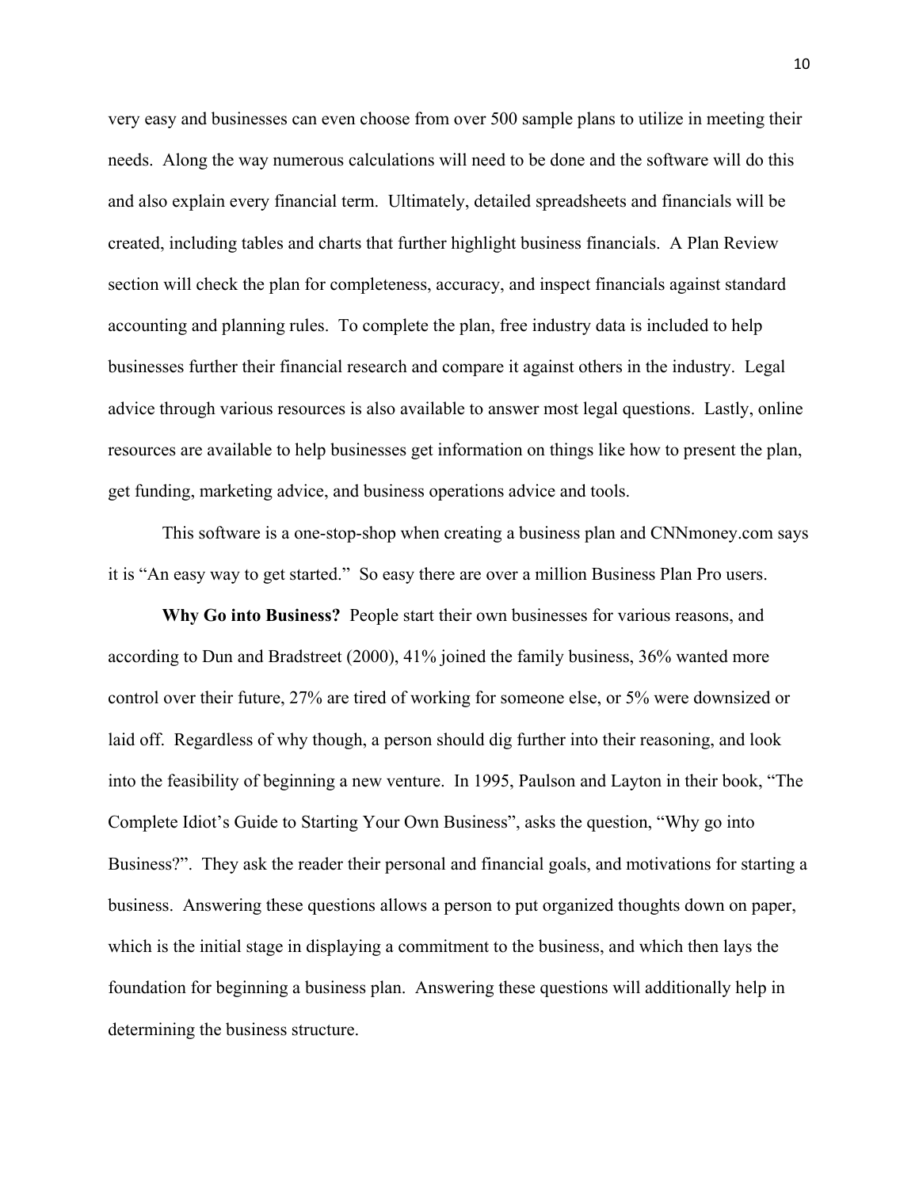very easy and businesses can even choose from over 500 sample plans to utilize in meeting their needs. Along the way numerous calculations will need to be done and the software will do this and also explain every financial term. Ultimately, detailed spreadsheets and financials will be created, including tables and charts that further highlight business financials. A Plan Review section will check the plan for completeness, accuracy, and inspect financials against standard accounting and planning rules. To complete the plan, free industry data is included to help businesses further their financial research and compare it against others in the industry. Legal advice through various resources is also available to answer most legal questions. Lastly, online resources are available to help businesses get information on things like how to present the plan, get funding, marketing advice, and business operations advice and tools.

This software is a one-stop-shop when creating a business plan and CNNmoney.com says it is “An easy way to get started.” So easy there are over a million Business Plan Pro users.

**Why Go into Business?** People start their own businesses for various reasons, and according to Dun and Bradstreet (2000), 41% joined the family business, 36% wanted more control over their future, 27% are tired of working for someone else, or 5% were downsized or laid off. Regardless of why though, a person should dig further into their reasoning, and look into the feasibility of beginning a new venture. In 1995, Paulson and Layton in their book, “The Complete Idiot’s Guide to Starting Your Own Business”, asks the question, “Why go into Business?”. They ask the reader their personal and financial goals, and motivations for starting a business. Answering these questions allows a person to put organized thoughts down on paper, which is the initial stage in displaying a commitment to the business, and which then lays the foundation for beginning a business plan. Answering these questions will additionally help in determining the business structure.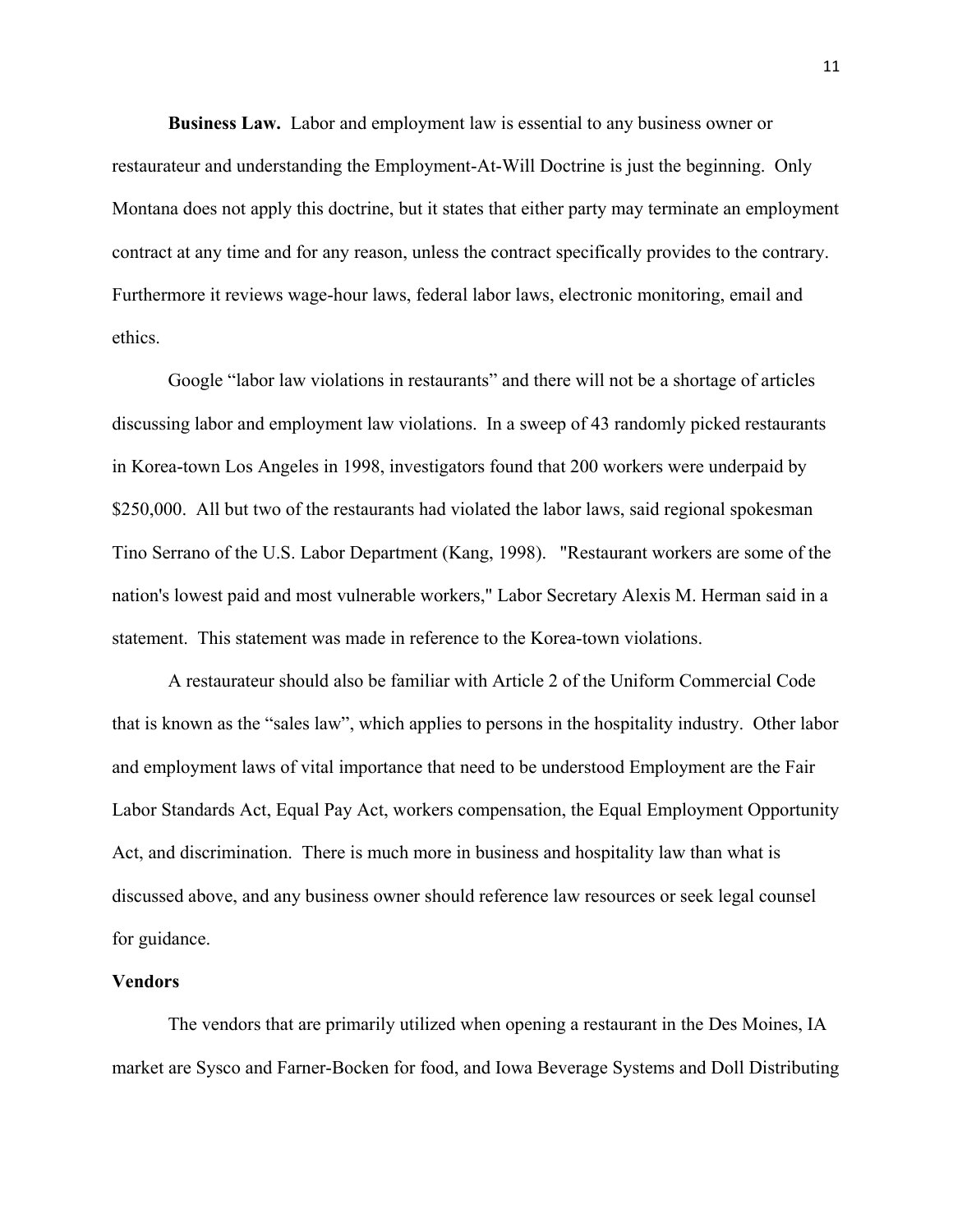**Business Law.** Labor and employment law is essential to any business owner or restaurateur and understanding the Employment-At-Will Doctrine is just the beginning. Only Montana does not apply this doctrine, but it states that either party may terminate an employment contract at any time and for any reason, unless the contract specifically provides to the contrary. Furthermore it reviews wage-hour laws, federal labor laws, electronic monitoring, email and ethics.

Google "labor law violations in restaurants" and there will not be a shortage of articles discussing labor and employment law violations. In a sweep of 43 randomly picked restaurants in Korea-town Los Angeles in 1998, investigators found that 200 workers were underpaid by $250,000. All but two of the restaurants had violated the labor laws, said regional spokesman Tino Serrano of the U.S. Labor Department (Kang, 1998). "Restaurant workers are some of the nation's lowest paid and most vulnerable workers," Labor Secretary Alexis M. Herman said in a statement. This statement was made in reference to the Korea-town violations.

A restaurateur should also be familiar with Article 2 of the Uniform Commercial Code that is known as the "sales law", which applies to persons in the hospitality industry. Other labor and employment laws of vital importance that need to be understood Employment are the Fair Labor Standards Act, Equal Pay Act, workers compensation, the Equal Employment Opportunity Act, and discrimination. There is much more in business and hospitality law than what is discussed above, and any business owner should reference law resources or seek legal counsel for guidance.

**Vendors**

The vendors that are primarily utilized when opening a restaurant in the Des Moines, IA market are Sysco and Farner-Bocken for food, and Iowa Beverage Systems and Doll Distributing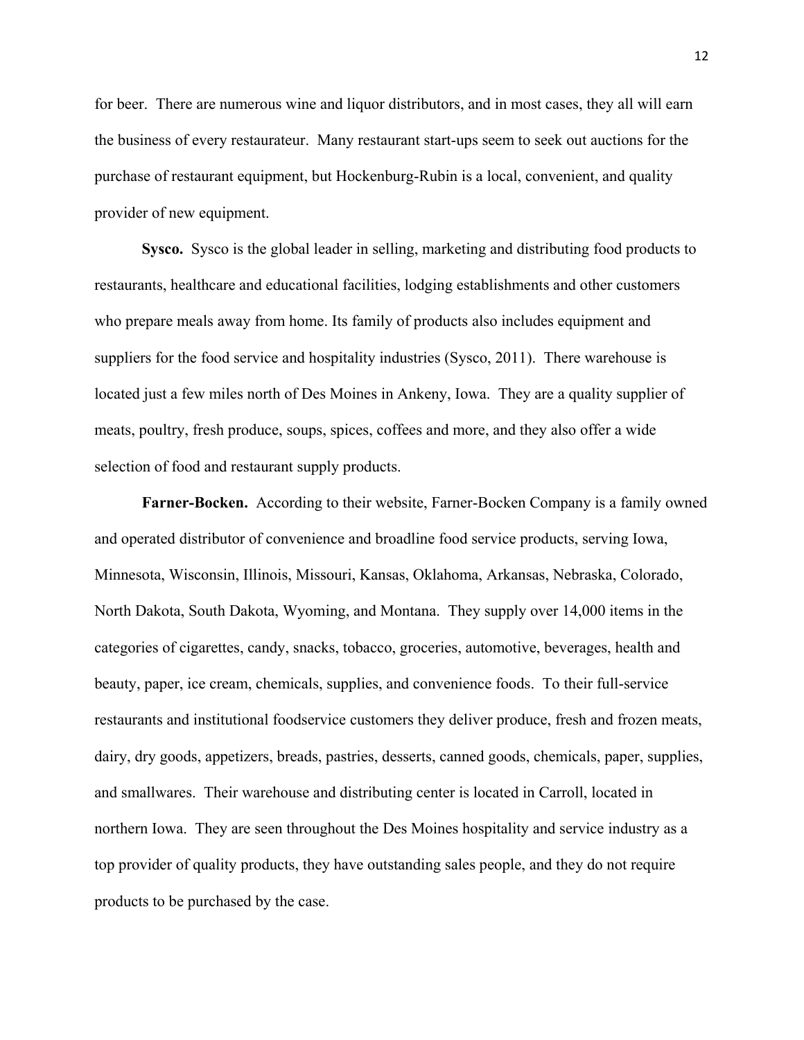for beer. There are numerous wine and liquor distributors, and in most cases, they all will earn the business of every restaurateur. Many restaurant start-ups seem to seek out auctions for the purchase of restaurant equipment, but Hockenburg-Rubin is a local, convenient, and quality provider of new equipment.

**Sysco.** Sysco is the global leader in selling, marketing and distributing food products to restaurants, healthcare and educational facilities, lodging establishments and other customers who prepare meals away from home. Its family of products also includes equipment and suppliers for the food service and hospitality industries (Sysco, 2011). There warehouse is located just a few miles north of Des Moines in Ankeny, Iowa. They are a quality supplier of meats, poultry, fresh produce, soups, spices, coffees and more, and they also offer a wide selection of food and restaurant supply products.

**Farner-Bocken.** According to their website, Farner-Bocken Company is a family owned and operated distributor of convenience and broadline food service products, serving Iowa, Minnesota, Wisconsin, Illinois, Missouri, Kansas, Oklahoma, Arkansas, Nebraska, Colorado, North Dakota, South Dakota, Wyoming, and Montana. They supply over 14,000 items in the categories of cigarettes, candy, snacks, tobacco, groceries, automotive, beverages, health and beauty, paper, ice cream, chemicals, supplies, and convenience foods. To their full-service restaurants and institutional foodservice customers they deliver produce, fresh and frozen meats, dairy, dry goods, appetizers, breads, pastries, desserts, canned goods, chemicals, paper, supplies, and smallwares. Their warehouse and distributing center is located in Carroll, located in northern Iowa. They are seen throughout the Des Moines hospitality and service industry as a top provider of quality products, they have outstanding sales people, and they do not require products to be purchased by the case.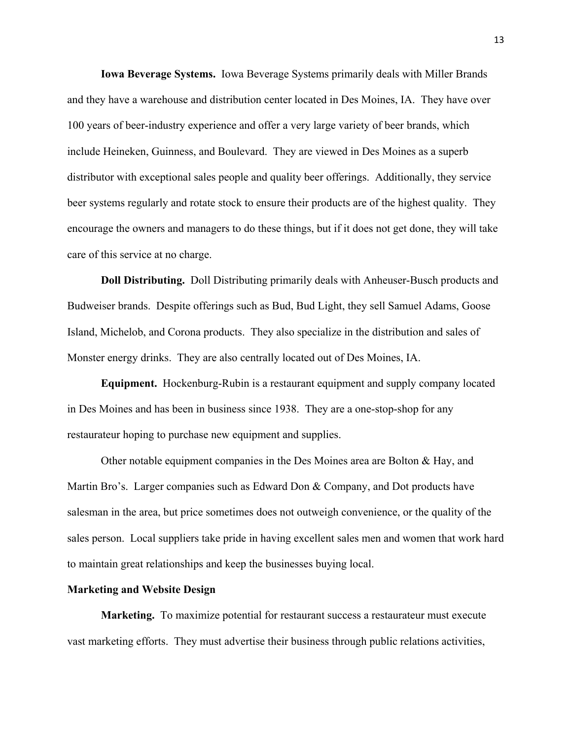**Iowa Beverage Systems.** Iowa Beverage Systems primarily deals with Miller Brands and they have a warehouse and distribution center located in Des Moines, IA. They have over 100 years of beer-industry experience and offer a very large variety of beer brands, which include Heineken, Guinness, and Boulevard. They are viewed in Des Moines as a superb distributor with exceptional sales people and quality beer offerings. Additionally, they service beer systems regularly and rotate stock to ensure their products are of the highest quality. They encourage the owners and managers to do these things, but if it does not get done, they will take care of this service at no charge.

**Doll Distributing.** Doll Distributing primarily deals with Anheuser-Busch products and Budweiser brands. Despite offerings such as Bud, Bud Light, they sell Samuel Adams, Goose Island, Michelob, and Corona products. They also specialize in the distribution and sales of Monster energy drinks. They are also centrally located out of Des Moines, IA.

**Equipment.** Hockenburg-Rubin is a restaurant equipment and supply company located in Des Moines and has been in business since 1938. They are a one-stop-shop for any restaurateur hoping to purchase new equipment and supplies.

Other notable equipment companies in the Des Moines area are Bolton & Hay, and Martin Bro's. Larger companies such as Edward Don & Company, and Dot products have salesman in the area, but price sometimes does not outweigh convenience, or the quality of the sales person. Local suppliers take pride in having excellent sales men and women that work hard to maintain great relationships and keep the businesses buying local.

### Marketing and Website Design

**Marketing.** To maximize potential for restaurant success a restaurateur must execute vast marketing efforts. They must advertise their business through public relations activities,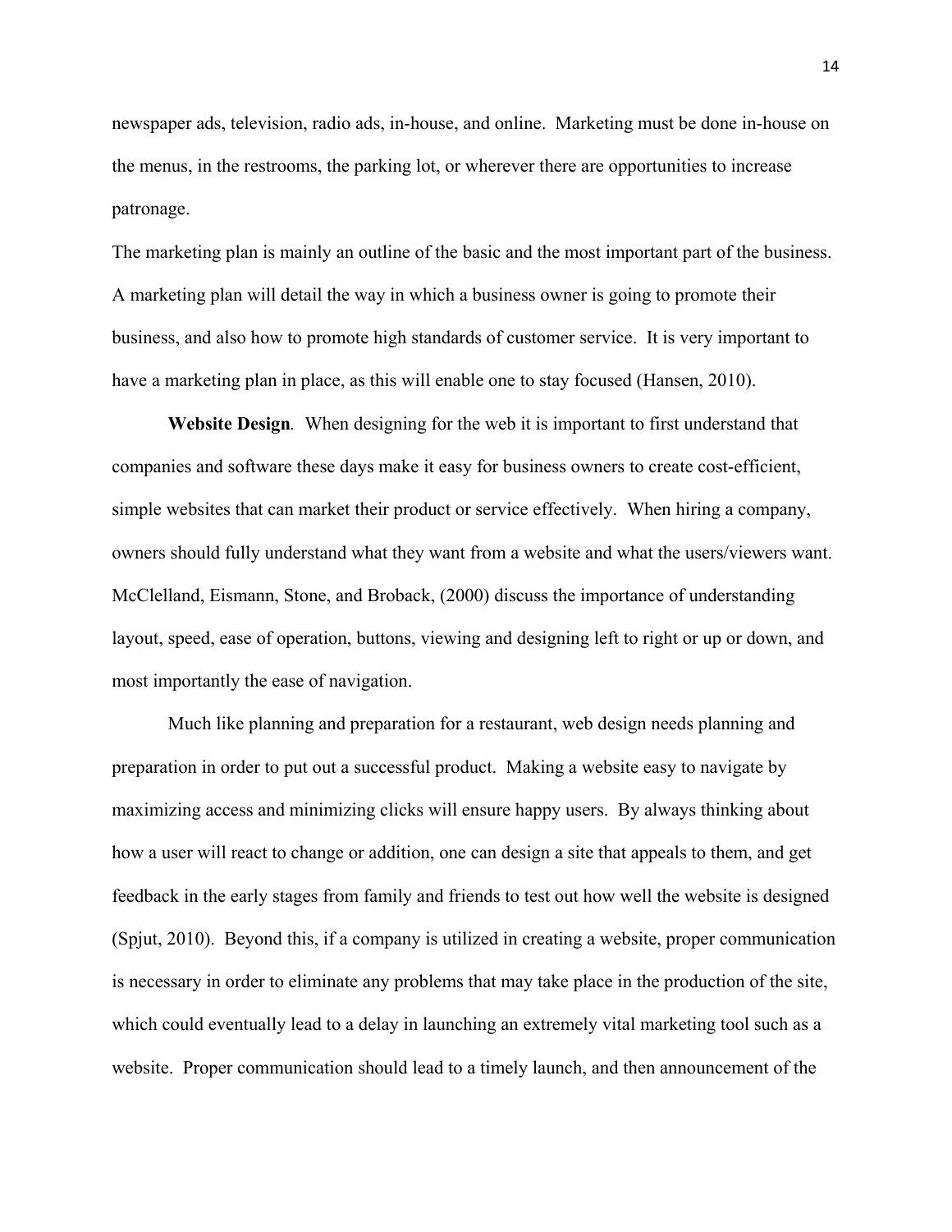newspaper ads, television, radio ads, in-house, and online. Marketing must be done in-house on the menus, in the restrooms, the parking lot, or wherever there are opportunities to increase patronage.

The marketing plan is mainly an outline of the basic and the most important part of the business. A marketing plan will detail the way in which a business owner is going to promote their business, and also how to promote high standards of customer service. It is very important to have a marketing plan in place, as this will enable one to stay focused (Hansen, 2010).

**Website Design**. When designing for the web it is important to first understand that companies and software these days make it easy for business owners to create cost-efficient, simple websites that can market their product or service effectively. When hiring a company, owners should fully understand what they want from a website and what the users/viewers want. McClelland, Eismann, Stone, and Broback, (2000) discuss the importance of understanding layout, speed, ease of operation, buttons, viewing and designing left to right or up or down, and most importantly the ease of navigation.

Much like planning and preparation for a restaurant, web design needs planning and preparation in order to put out a successful product. Making a website easy to navigate by maximizing access and minimizing clicks will ensure happy users. By always thinking about how a user will react to change or addition, one can design a site that appeals to them, and get feedback in the early stages from family and friends to test out how well the website is designed (Spjut, 2010). Beyond this, if a company is utilized in creating a website, proper communication is necessary in order to eliminate any problems that may take place in the production of the site, which could eventually lead to a delay in launching an extremely vital marketing tool such as a website. Proper communication should lead to a timely launch, and then announcement of the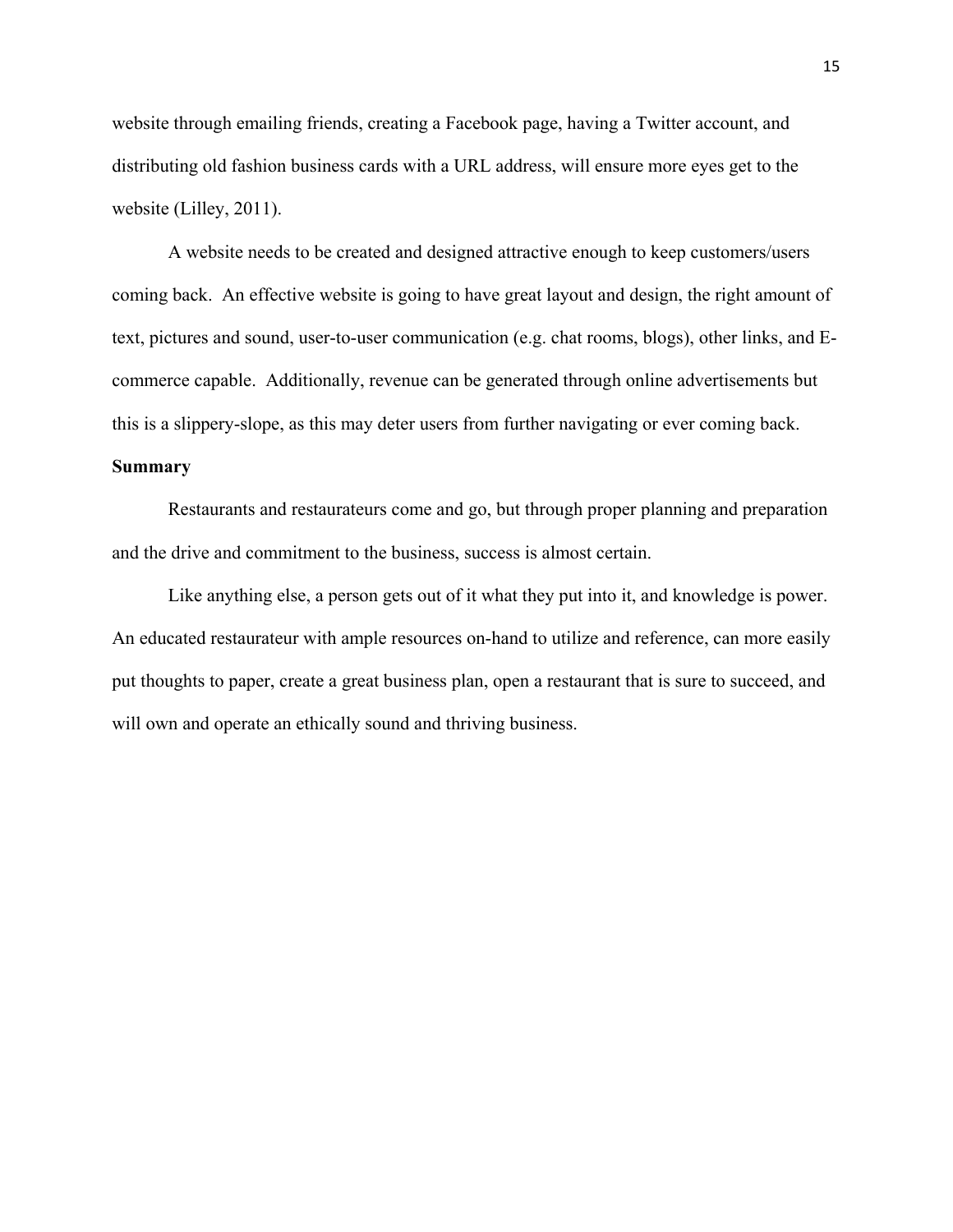website through emailing friends, creating a Facebook page, having a Twitter account, and distributing old fashion business cards with a URL address, will ensure more eyes get to the website (Lilley, 2011).

A website needs to be created and designed attractive enough to keep customers/users coming back. An effective website is going to have great layout and design, the right amount of text, pictures and sound, user-to-user communication (e.g. chat rooms, blogs), other links, and E-commerce capable. Additionally, revenue can be generated through online advertisements but this is a slippery-slope, as this may deter users from further navigating or ever coming back.

**Summary**

Restaurants and restaurateurs come and go, but through proper planning and preparation and the drive and commitment to the business, success is almost certain.

Like anything else, a person gets out of it what they put into it, and knowledge is power. An educated restaurateur with ample resources on-hand to utilize and reference, can more easily put thoughts to paper, create a great business plan, open a restaurant that is sure to succeed, and will own and operate an ethically sound and thriving business.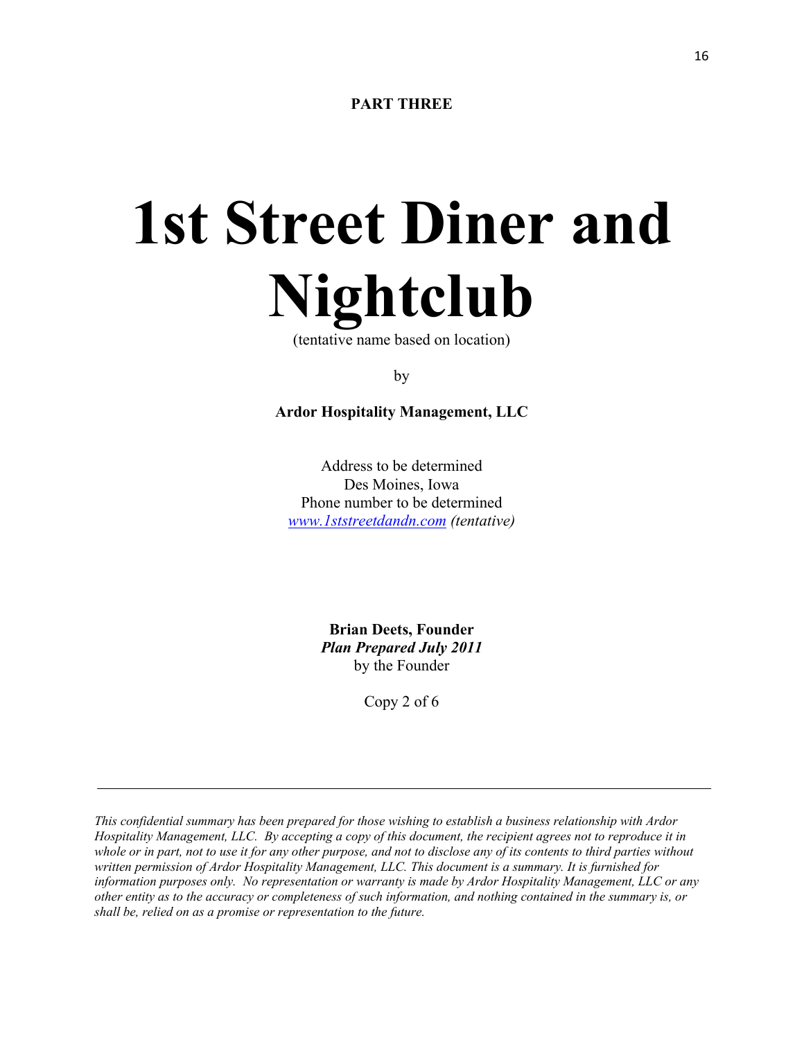**PART THREE**

# 1st Street Diner and Nightclub

(tentative name based on location)

by

**Ardor Hospitality Management, LLC**

Address to be determined
Des Moines, Iowa
Phone number to be determined
www.1ststreetdandn.com *(tentative)*

**Brian Deets, Founder**
***Plan Prepared July 2011***
by the Founder

Copy 2 of 6

---

*This confidential summary has been prepared for those wishing to establish a business relationship with Ardor Hospitality Management, LLC. By accepting a copy of this document, the recipient agrees not to reproduce it in whole or in part, not to use it for any other purpose, and not to disclose any of its contents to third parties without written permission of Ardor Hospitality Management, LLC. This document is a summary. It is furnished for information purposes only. No representation or warranty is made by Ardor Hospitality Management, LLC or any other entity as to the accuracy or completeness of such information, and nothing contained in the summary is, or shall be, relied on as a promise or representation to the future.*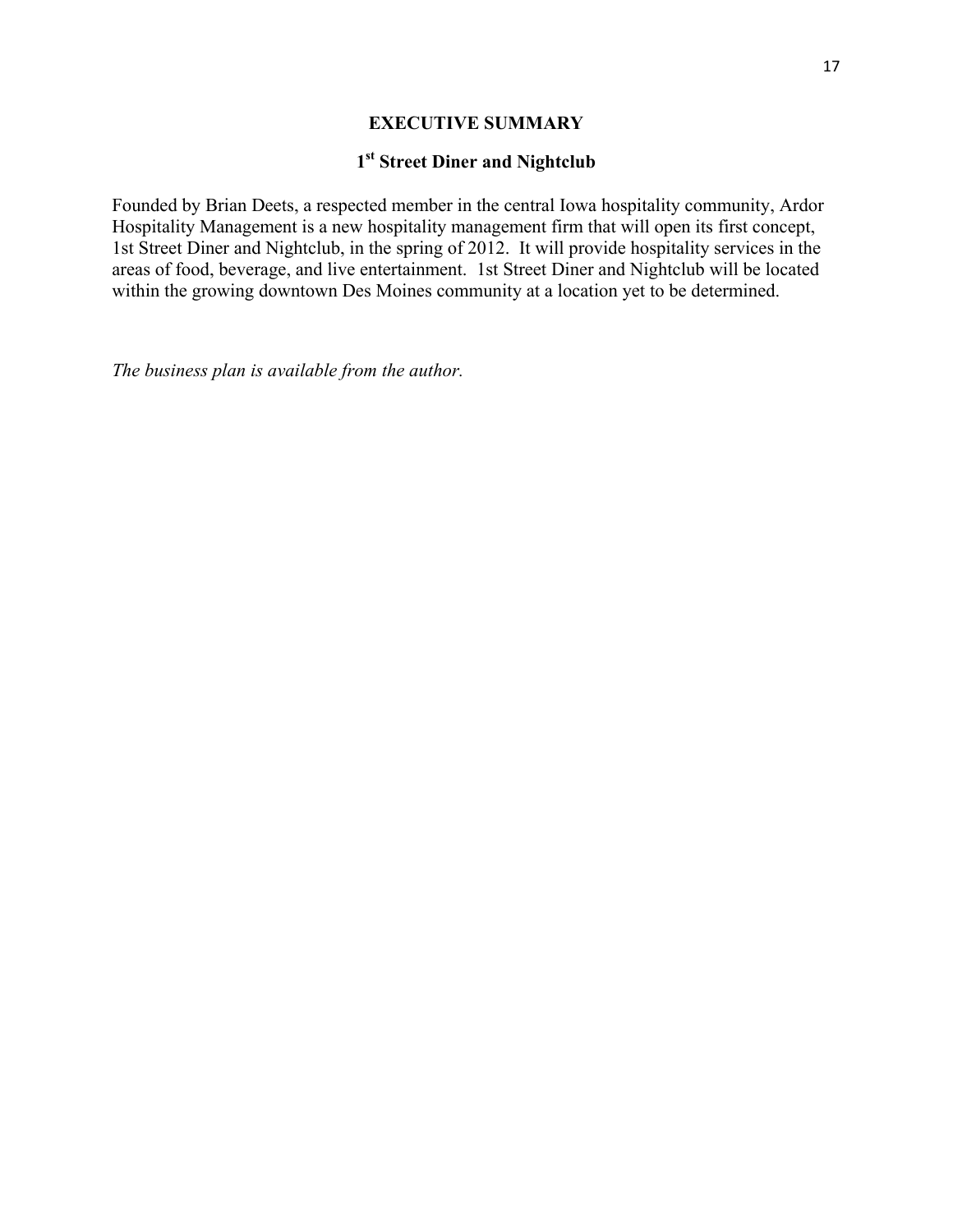# EXECUTIVE SUMMARY

## 1st Street Diner and Nightclub

Founded by Brian Deets, a respected member in the central Iowa hospitality community, Ardor Hospitality Management is a new hospitality management firm that will open its first concept, 1st Street Diner and Nightclub, in the spring of 2012. It will provide hospitality services in the areas of food, beverage, and live entertainment. 1st Street Diner and Nightclub will be located within the growing downtown Des Moines community at a location yet to be determined.

*The business plan is available from the author.*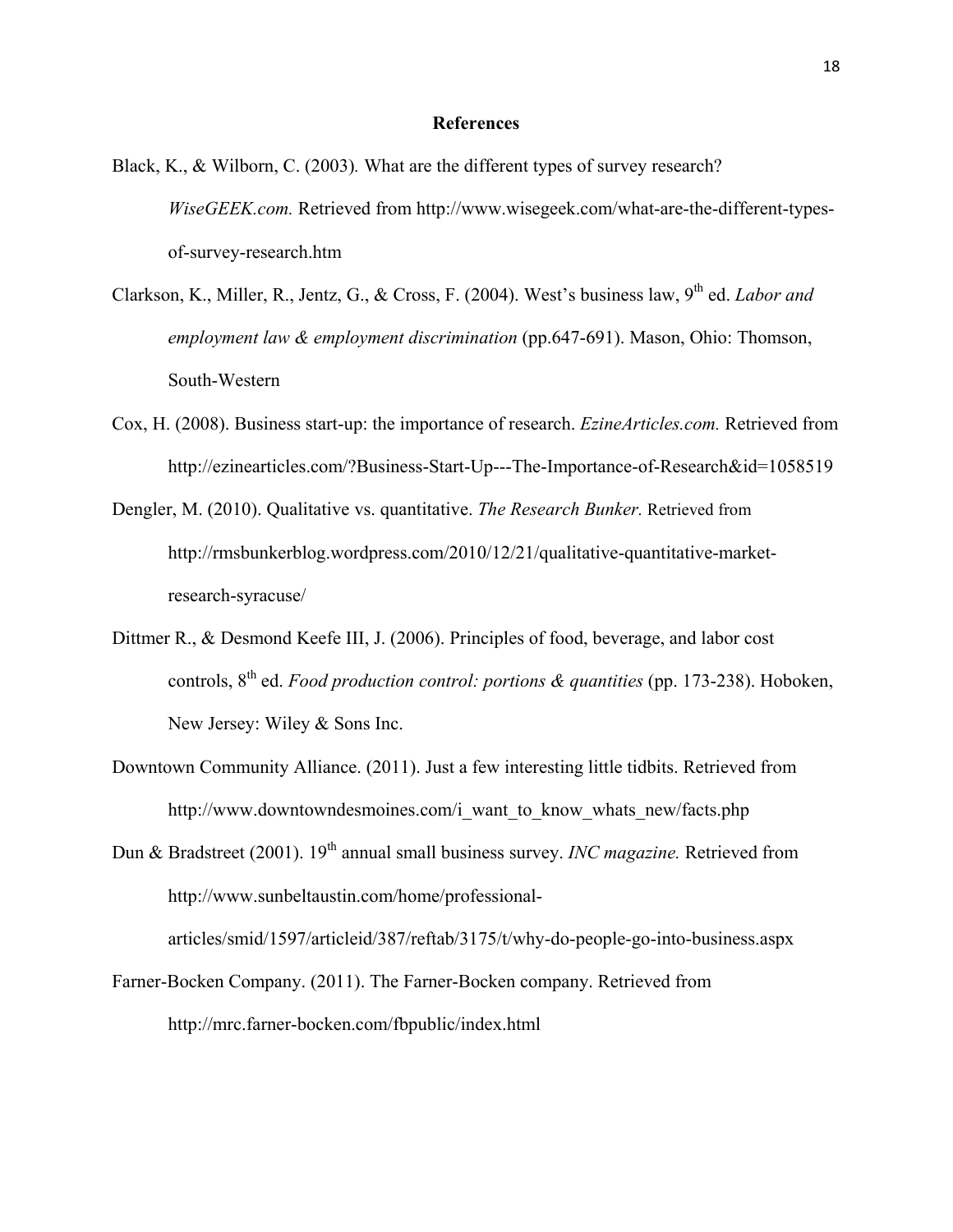# References

Black, K., & Wilborn, C. (2003). What are the different types of survey research? *WiseGEEK.com.* Retrieved from http://www.wisegeek.com/what-are-the-different-types-of-survey-research.htm

Clarkson, K., Miller, R., Jentz, G., & Cross, F. (2004). West's business law, 9th ed. *Labor and employment law & employment discrimination* (pp.647-691). Mason, Ohio: Thomson, South-Western

Cox, H. (2008). Business start-up: the importance of research. *EzineArticles.com.* Retrieved from http://ezinearticles.com/?Business-Start-Up---The-Importance-of-Research&id=1058519

Dengler, M. (2010). Qualitative vs. quantitative. *The Research Bunker.* Retrieved from http://rmsbunkerblog.wordpress.com/2010/12/21/qualitative-quantitative-market-research-syracuse/

Dittmer R., & Desmond Keefe III, J. (2006). Principles of food, beverage, and labor cost controls, 8th ed. *Food production control: portions & quantities* (pp. 173-238). Hoboken, New Jersey: Wiley & Sons Inc.

Downtown Community Alliance. (2011). Just a few interesting little tidbits. Retrieved from http://www.downtowndesmoines.com/i_want_to_know_whats_new/facts.php

Dun & Bradstreet (2001). 19th annual small business survey. *INC magazine.* Retrieved from http://www.sunbeltaustin.com/home/professional-articles/smid/1597/articleid/387/reftab/3175/t/why-do-people-go-into-business.aspx

Farner-Bocken Company. (2011). The Farner-Bocken company. Retrieved from http://mrc.farner-bocken.com/fbpublic/index.html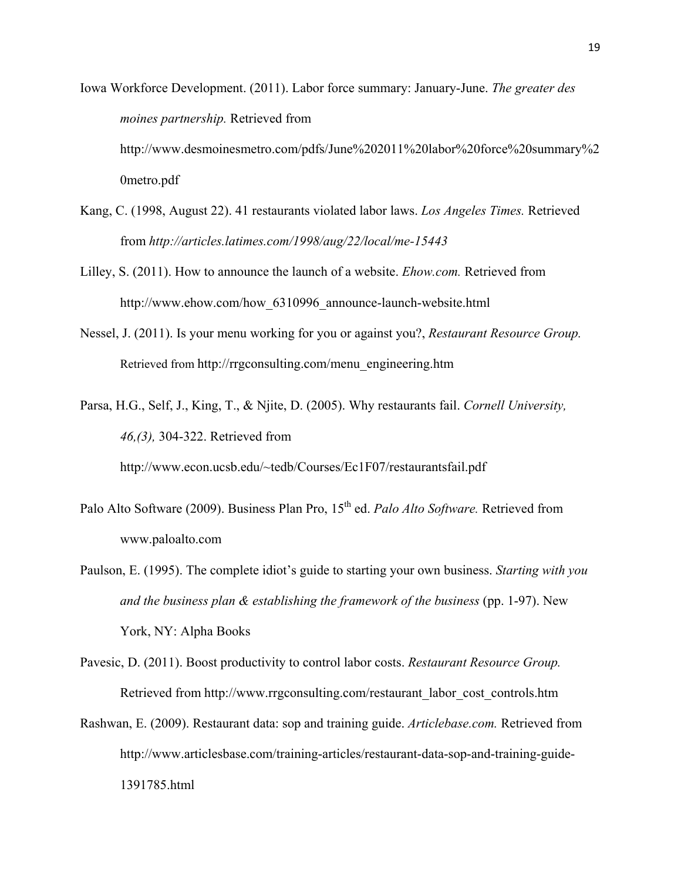Iowa Workforce Development. (2011). Labor force summary: January-June. *The greater des moines partnership.* Retrieved from http://www.desmoinesmetro.com/pdfs/June%202011%20labor%20force%20summary%20metro.pdf

Kang, C. (1998, August 22). 41 restaurants violated labor laws. *Los Angeles Times.* Retrieved from *http://articles.latimes.com/1998/aug/22/local/me-15443*

Lilley, S. (2011). How to announce the launch of a website. *Ehow.com.* Retrieved from http://www.ehow.com/how_6310996_announce-launch-website.html

Nessel, J. (2011). Is your menu working for you or against you?, *Restaurant Resource Group.* Retrieved from http://rrgconsulting.com/menu_engineering.htm

Parsa, H.G., Self, J., King, T., & Njite, D. (2005). Why restaurants fail. *Cornell University, 46,(3),* 304-322. Retrieved from http://www.econ.ucsb.edu/~tedb/Courses/Ec1F07/restaurantsfail.pdf

Palo Alto Software (2009). Business Plan Pro, 15th ed. *Palo Alto Software.* Retrieved from www.paloalto.com

Paulson, E. (1995). The complete idiot's guide to starting your own business. *Starting with you and the business plan & establishing the framework of the business* (pp. 1-97). New York, NY: Alpha Books

Pavesic, D. (2011). Boost productivity to control labor costs. *Restaurant Resource Group.* Retrieved from http://www.rrgconsulting.com/restaurant_labor_cost_controls.htm

Rashwan, E. (2009). Restaurant data: sop and training guide. *Articlebase.com.* Retrieved from http://www.articlesbase.com/training-articles/restaurant-data-sop-and-training-guide-1391785.html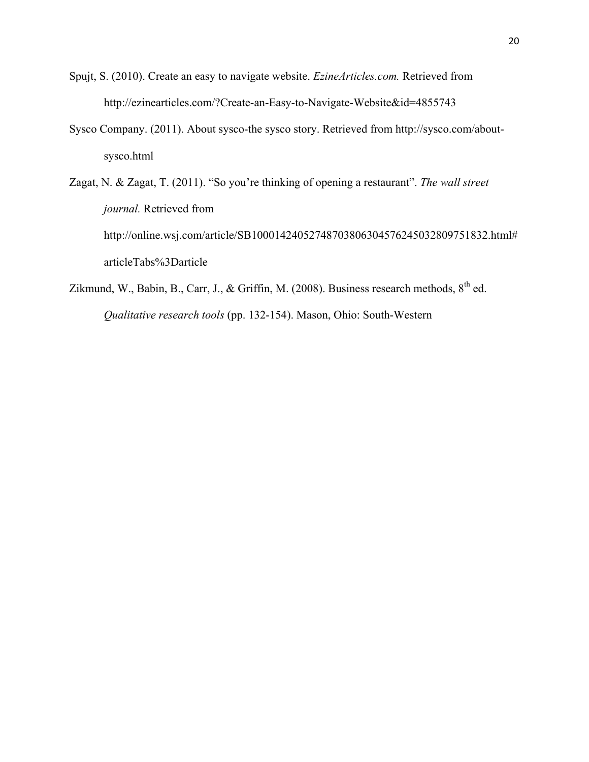Spujt, S. (2010). Create an easy to navigate website. *EzineArticles.com.* Retrieved from http://ezinearticles.com/?Create-an-Easy-to-Navigate-Website&id=4855743

Sysco Company. (2011). About sysco-the sysco story. Retrieved from http://sysco.com/about-sysco.html

Zagat, N. & Zagat, T. (2011). "So you're thinking of opening a restaurant". *The wall street journal.* Retrieved from http://online.wsj.com/article/SB10001424052748703806304576245032809751832.html#articleTabs%3Darticle

Zikmund, W., Babin, B., Carr, J., & Griffin, M. (2008). Business research methods, 8th ed. *Qualitative research tools* (pp. 132-154). Mason, Ohio: South-Western